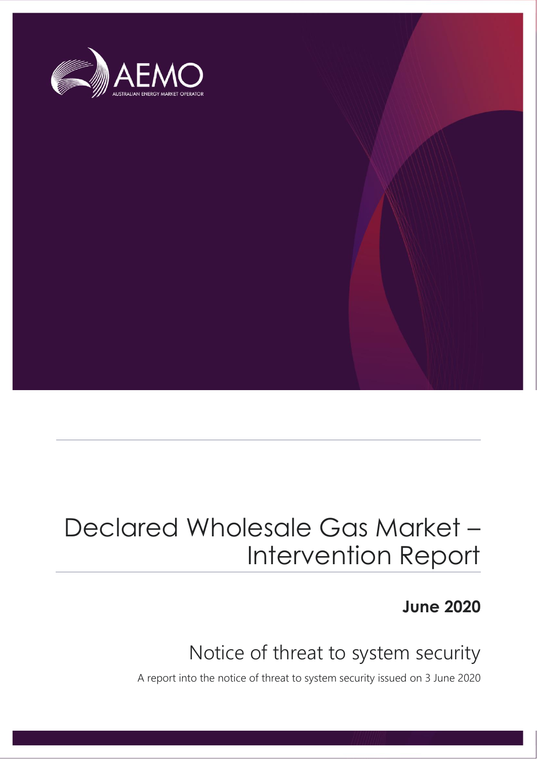AEMO

AUSTRALIAN ENERGY MARKET OPERATOR

# Declared Wholesale Gas Market – Intervention Report

**June 2020**

## Notice of threat to system security

A report into the notice of threat to system security issued on 3 June 2020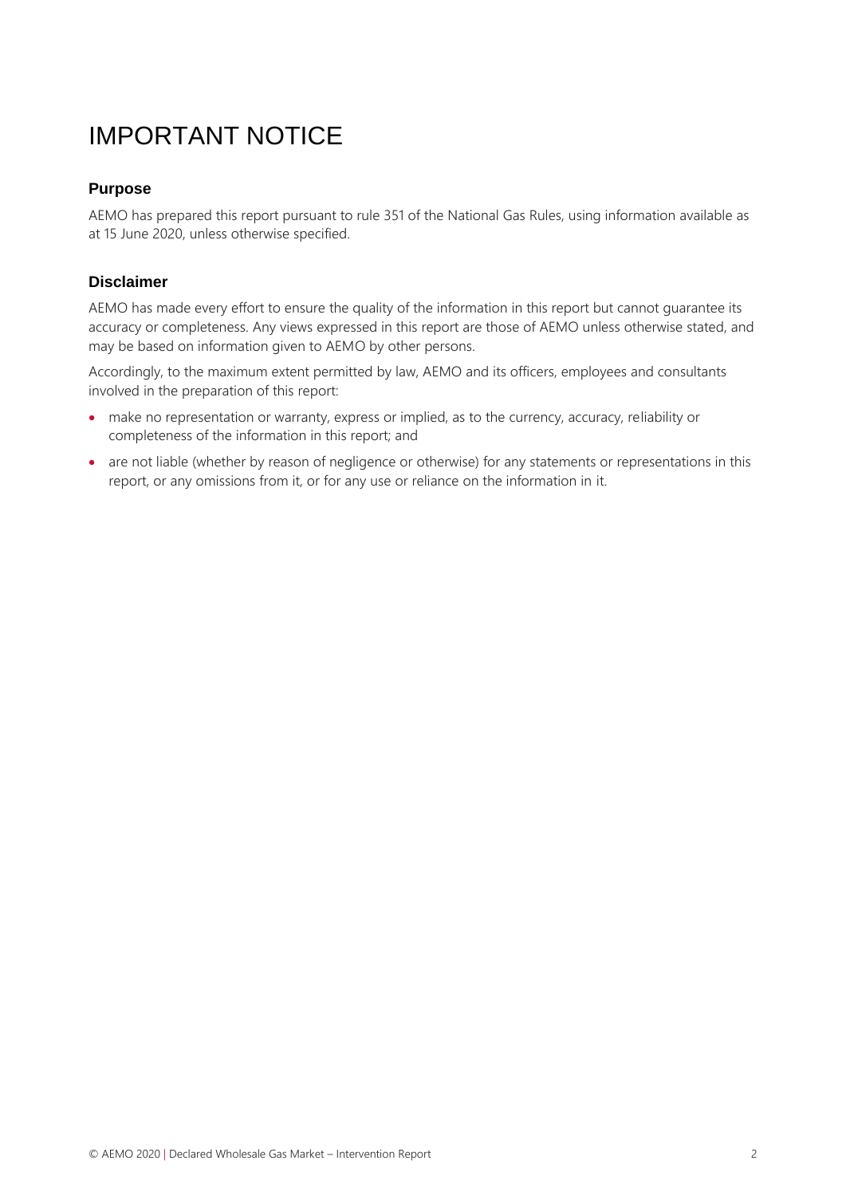# IMPORTANT NOTICE

### Purpose

AEMO has prepared this report pursuant to rule 351 of the National Gas Rules, using information available as at 15 June 2020, unless otherwise specified.

### Disclaimer

AEMO has made every effort to ensure the quality of the information in this report but cannot guarantee its accuracy or completeness. Any views expressed in this report are those of AEMO unless otherwise stated, and may be based on information given to AEMO by other persons.

Accordingly, to the maximum extent permitted by law, AEMO and its officers, employees and consultants involved in the preparation of this report:

- make no representation or warranty, express or implied, as to the currency, accuracy, reliability or completeness of the information in this report; and
- are not liable (whether by reason of negligence or otherwise) for any statements or representations in this report, or any omissions from it, or for any use or reliance on the information in it.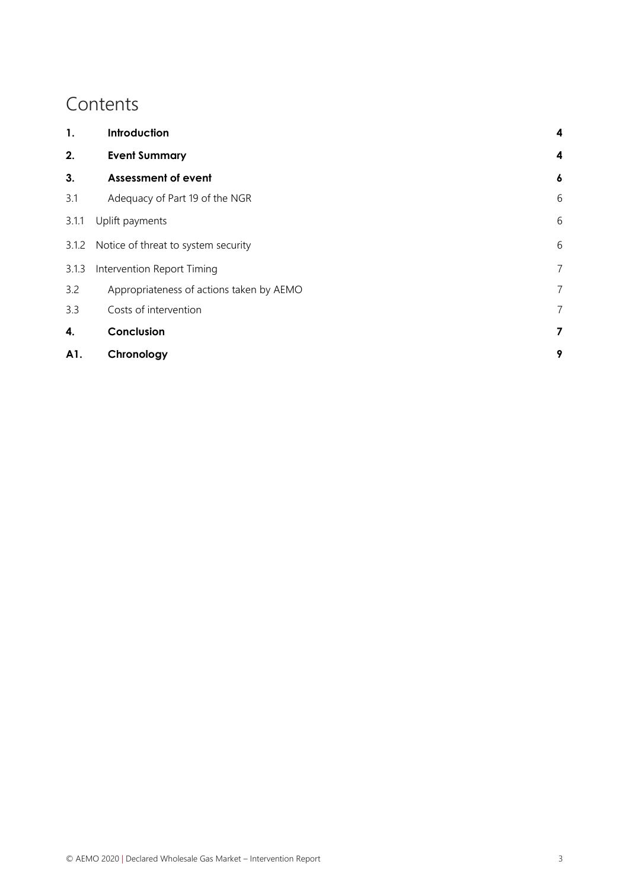# Contents

| | | |
|---|---|---|
| **1.** | **Introduction** | **4** |
| **2.** | **Event Summary** | **4** |
| **3.** | **Assessment of event** | **6** |
| 3.1 | Adequacy of Part 19 of the NGR | 6 |
| 3.1.1 | Uplift payments | 6 |
| 3.1.2 | Notice of threat to system security | 6 |
| 3.1.3 | Intervention Report Timing | 7 |
| 3.2 | Appropriateness of actions taken by AEMO | 7 |
| 3.3 | Costs of intervention | 7 |
| **4.** | **Conclusion** | **7** |
| **A1.** | **Chronology** | **9** |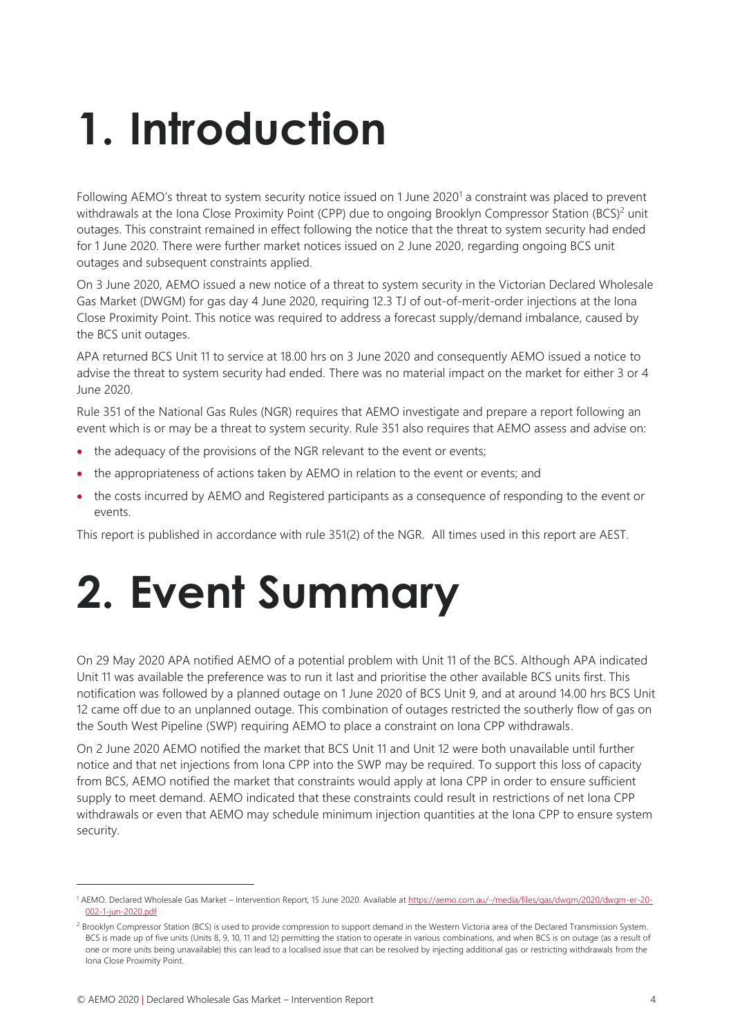# 1. Introduction

Following AEMO's threat to system security notice issued on 1 June 2020[1] a constraint was placed to prevent withdrawals at the Iona Close Proximity Point (CPP) due to ongoing Brooklyn Compressor Station (BCS)[2] unit outages. This constraint remained in effect following the notice that the threat to system security had ended for 1 June 2020. There were further market notices issued on 2 June 2020, regarding ongoing BCS unit outages and subsequent constraints applied.

On 3 June 2020, AEMO issued a new notice of a threat to system security in the Victorian Declared Wholesale Gas Market (DWGM) for gas day 4 June 2020, requiring 12.3 TJ of out-of-merit-order injections at the Iona Close Proximity Point. This notice was required to address a forecast supply/demand imbalance, caused by the BCS unit outages.

APA returned BCS Unit 11 to service at 18.00 hrs on 3 June 2020 and consequently AEMO issued a notice to advise the threat to system security had ended. There was no material impact on the market for either 3 or 4 June 2020.

Rule 351 of the National Gas Rules (NGR) requires that AEMO investigate and prepare a report following an event which is or may be a threat to system security. Rule 351 also requires that AEMO assess and advise on:

- the adequacy of the provisions of the NGR relevant to the event or events;
- the appropriateness of actions taken by AEMO in relation to the event or events; and
- the costs incurred by AEMO and Registered participants as a consequence of responding to the event or events.

This report is published in accordance with rule 351(2) of the NGR. All times used in this report are AEST.

# 2. Event Summary

On 29 May 2020 APA notified AEMO of a potential problem with Unit 11 of the BCS. Although APA indicated Unit 11 was available the preference was to run it last and prioritise the other available BCS units first. This notification was followed by a planned outage on 1 June 2020 of BCS Unit 9, and at around 14.00 hrs BCS Unit 12 came off due to an unplanned outage. This combination of outages restricted the southerly flow of gas on the South West Pipeline (SWP) requiring AEMO to place a constraint on Iona CPP withdrawals.

On 2 June 2020 AEMO notified the market that BCS Unit 11 and Unit 12 were both unavailable until further notice and that net injections from Iona CPP into the SWP may be required. To support this loss of capacity from BCS, AEMO notified the market that constraints would apply at Iona CPP in order to ensure sufficient supply to meet demand. AEMO indicated that these constraints could result in restrictions of net Iona CPP withdrawals or even that AEMO may schedule minimum injection quantities at the Iona CPP to ensure system security.

---

[1] AEMO. Declared Wholesale Gas Market – Intervention Report, 15 June 2020. Available at https://aemo.com.au/-/media/files/gas/dwgm/2020/dwgm-er-20-002-1-jun-2020.pdf

[2] Brooklyn Compressor Station (BCS) is used to provide compression to support demand in the Western Victoria area of the Declared Transmission System. BCS is made up of five units (Units 8, 9, 10, 11 and 12) permitting the station to operate in various combinations, and when BCS is on outage (as a result of one or more units being unavailable) this can lead to a localised issue that can be resolved by injecting additional gas or restricting withdrawals from the Iona Close Proximity Point.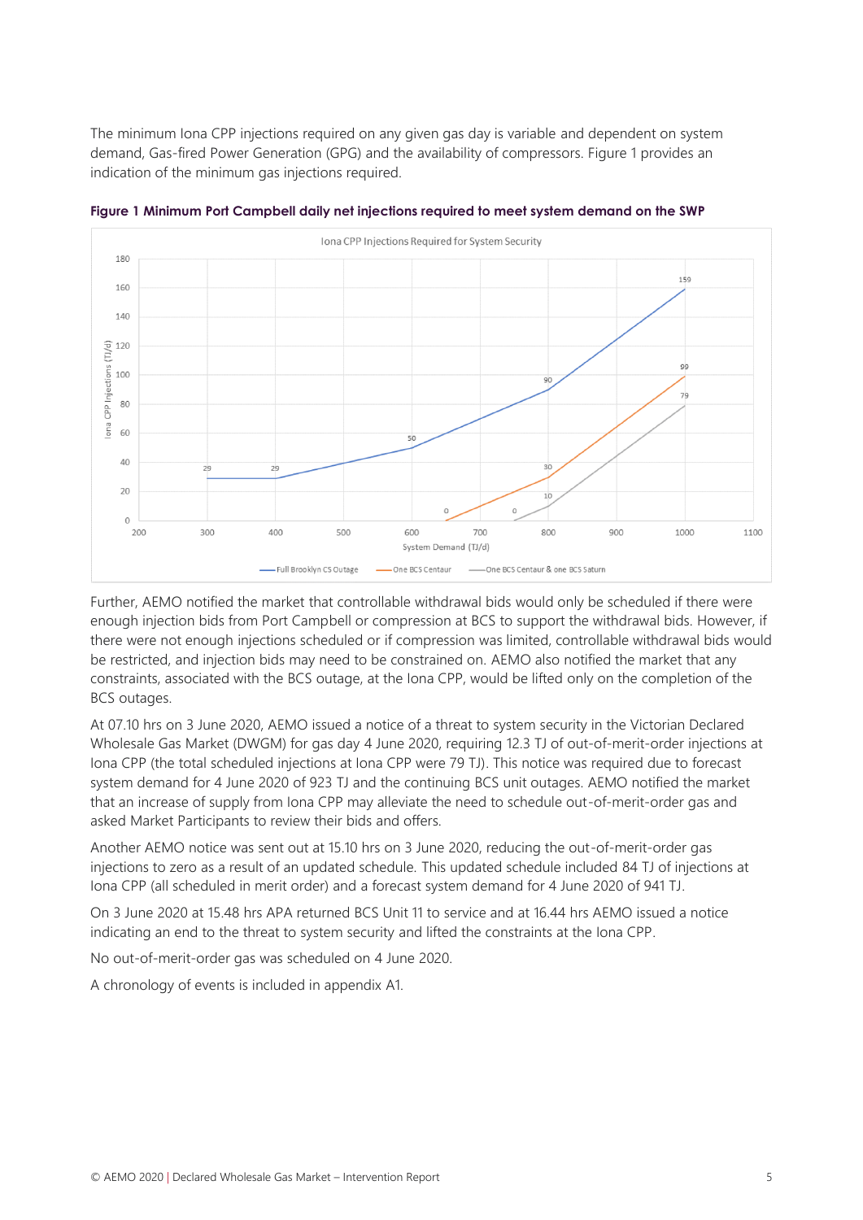The minimum Iona CPP injections required on any given gas day is variable and dependent on system demand, Gas-fired Power Generation (GPG) and the availability of compressors. Figure 1 provides an indication of the minimum gas injections required.

**Figure 1 Minimum Port Campbell daily net injections required to meet system demand on the SWP**

Further, AEMO notified the market that controllable withdrawal bids would only be scheduled if there were enough injection bids from Port Campbell or compression at BCS to support the withdrawal bids. However, if there were not enough injections scheduled or if compression was limited, controllable withdrawal bids would be restricted, and injection bids may need to be constrained on. AEMO also notified the market that any constraints, associated with the BCS outage, at the Iona CPP, would be lifted only on the completion of the BCS outages.

At 07.10 hrs on 3 June 2020, AEMO issued a notice of a threat to system security in the Victorian Declared Wholesale Gas Market (DWGM) for gas day 4 June 2020, requiring 12.3 TJ of out-of-merit-order injections at Iona CPP (the total scheduled injections at Iona CPP were 79 TJ). This notice was required due to forecast system demand for 4 June 2020 of 923 TJ and the continuing BCS unit outages. AEMO notified the market that an increase of supply from Iona CPP may alleviate the need to schedule out-of-merit-order gas and asked Market Participants to review their bids and offers.

Another AEMO notice was sent out at 15.10 hrs on 3 June 2020, reducing the out-of-merit-order gas injections to zero as a result of an updated schedule. This updated schedule included 84 TJ of injections at Iona CPP (all scheduled in merit order) and a forecast system demand for 4 June 2020 of 941 TJ.

On 3 June 2020 at 15.48 hrs APA returned BCS Unit 11 to service and at 16.44 hrs AEMO issued a notice indicating an end to the threat to system security and lifted the constraints at the Iona CPP.

No out-of-merit-order gas was scheduled on 4 June 2020.

A chronology of events is included in appendix A1.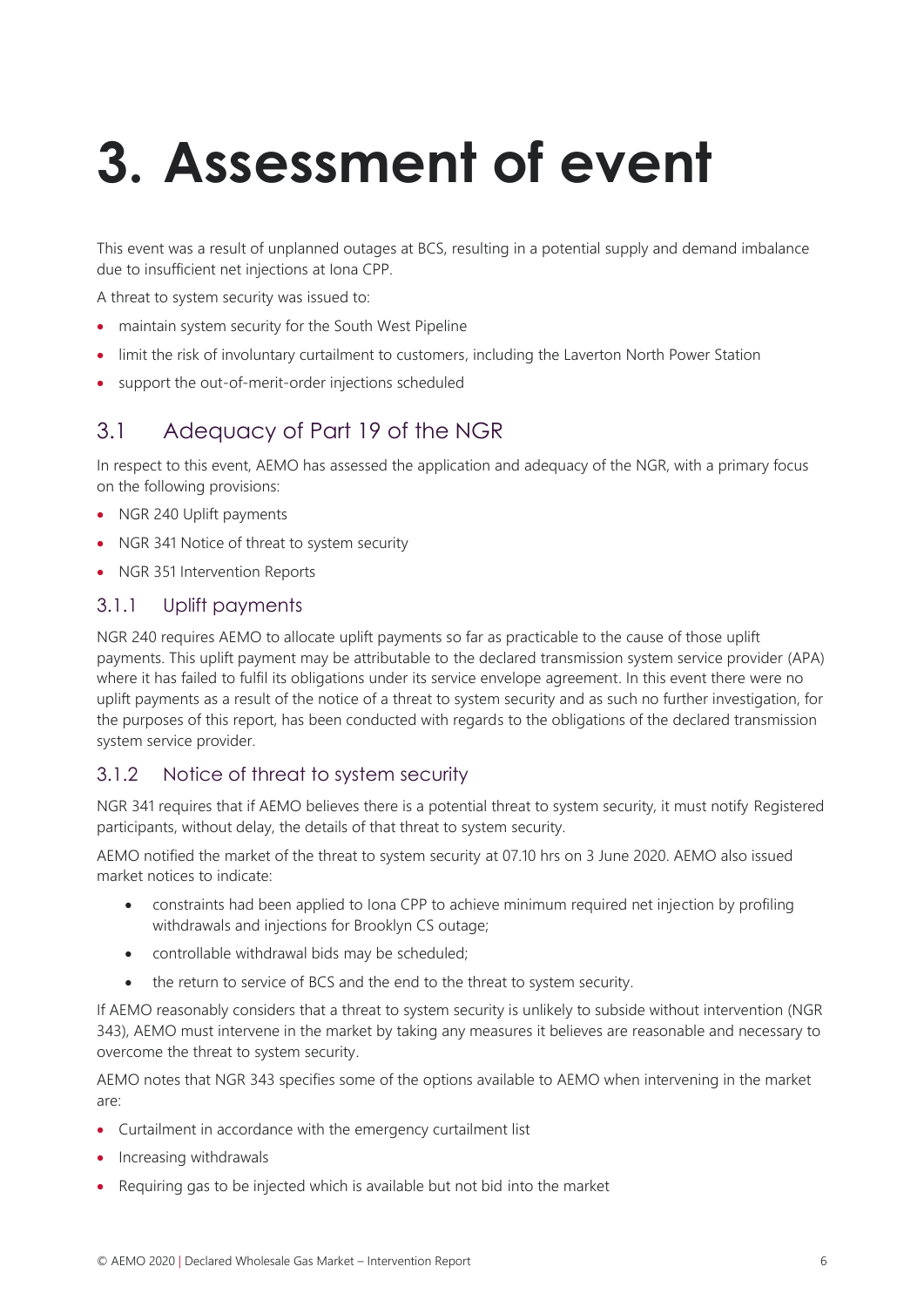# 3. Assessment of event

This event was a result of unplanned outages at BCS, resulting in a potential supply and demand imbalance due to insufficient net injections at Iona CPP.

A threat to system security was issued to:

- maintain system security for the South West Pipeline
- limit the risk of involuntary curtailment to customers, including the Laverton North Power Station
- support the out-of-merit-order injections scheduled

## 3.1 Adequacy of Part 19 of the NGR

In respect to this event, AEMO has assessed the application and adequacy of the NGR, with a primary focus on the following provisions:

- NGR 240 Uplift payments
- NGR 341 Notice of threat to system security
- NGR 351 Intervention Reports

### 3.1.1 Uplift payments

NGR 240 requires AEMO to allocate uplift payments so far as practicable to the cause of those uplift payments. This uplift payment may be attributable to the declared transmission system service provider (APA) where it has failed to fulfil its obligations under its service envelope agreement. In this event there were no uplift payments as a result of the notice of a threat to system security and as such no further investigation, for the purposes of this report, has been conducted with regards to the obligations of the declared transmission system service provider.

### 3.1.2 Notice of threat to system security

NGR 341 requires that if AEMO believes there is a potential threat to system security, it must notify Registered participants, without delay, the details of that threat to system security.

AEMO notified the market of the threat to system security at 07.10 hrs on 3 June 2020. AEMO also issued market notices to indicate:

- constraints had been applied to Iona CPP to achieve minimum required net injection by profiling withdrawals and injections for Brooklyn CS outage;
- controllable withdrawal bids may be scheduled;
- the return to service of BCS and the end to the threat to system security.

If AEMO reasonably considers that a threat to system security is unlikely to subside without intervention (NGR 343), AEMO must intervene in the market by taking any measures it believes are reasonable and necessary to overcome the threat to system security.

AEMO notes that NGR 343 specifies some of the options available to AEMO when intervening in the market are:

- Curtailment in accordance with the emergency curtailment list
- Increasing withdrawals
- Requiring gas to be injected which is available but not bid into the market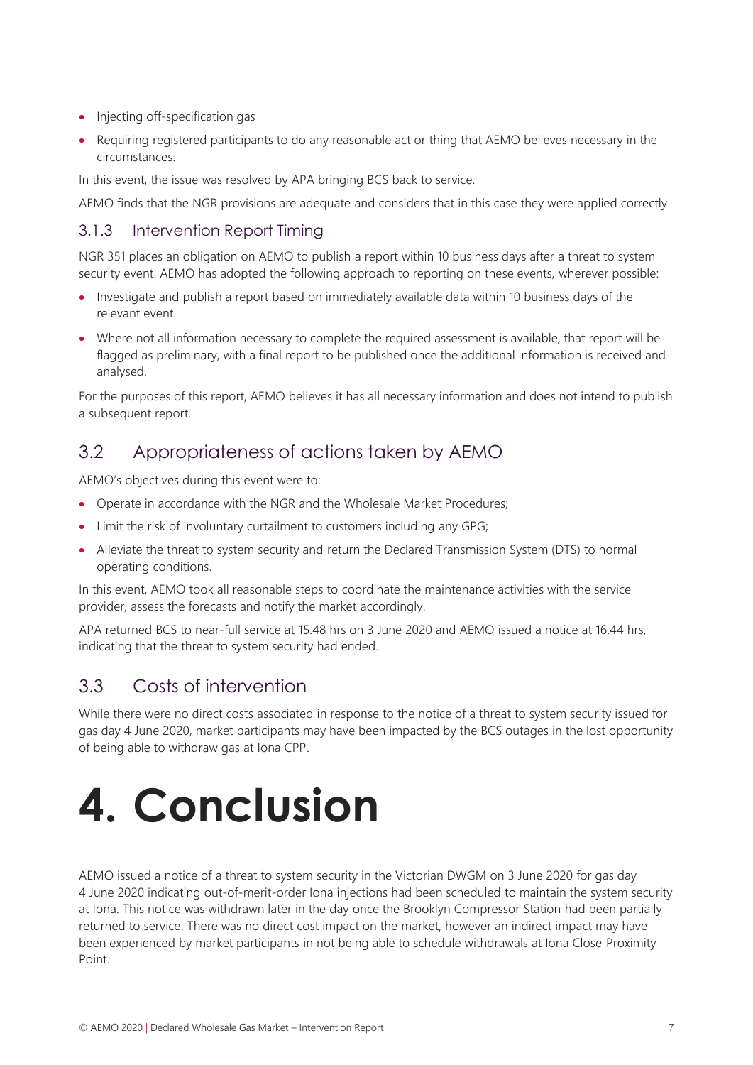- Injecting off-specification gas
- Requiring registered participants to do any reasonable act or thing that AEMO believes necessary in the circumstances.

In this event, the issue was resolved by APA bringing BCS back to service.

AEMO finds that the NGR provisions are adequate and considers that in this case they were applied correctly.

### 3.1.3 Intervention Report Timing

NGR 351 places an obligation on AEMO to publish a report within 10 business days after a threat to system security event. AEMO has adopted the following approach to reporting on these events, wherever possible:

- Investigate and publish a report based on immediately available data within 10 business days of the relevant event.
- Where not all information necessary to complete the required assessment is available, that report will be flagged as preliminary, with a final report to be published once the additional information is received and analysed.

For the purposes of this report, AEMO believes it has all necessary information and does not intend to publish a subsequent report.

## 3.2 Appropriateness of actions taken by AEMO

AEMO's objectives during this event were to:

- Operate in accordance with the NGR and the Wholesale Market Procedures;
- Limit the risk of involuntary curtailment to customers including any GPG;
- Alleviate the threat to system security and return the Declared Transmission System (DTS) to normal operating conditions.

In this event, AEMO took all reasonable steps to coordinate the maintenance activities with the service provider, assess the forecasts and notify the market accordingly.

APA returned BCS to near-full service at 15.48 hrs on 3 June 2020 and AEMO issued a notice at 16.44 hrs, indicating that the threat to system security had ended.

## 3.3 Costs of intervention

While there were no direct costs associated in response to the notice of a threat to system security issued for gas day 4 June 2020, market participants may have been impacted by the BCS outages in the lost opportunity of being able to withdraw gas at Iona CPP.

# 4. Conclusion

AEMO issued a notice of a threat to system security in the Victorian DWGM on 3 June 2020 for gas day 4 June 2020 indicating out-of-merit-order Iona injections had been scheduled to maintain the system security at Iona. This notice was withdrawn later in the day once the Brooklyn Compressor Station had been partially returned to service. There was no direct cost impact on the market, however an indirect impact may have been experienced by market participants in not being able to schedule withdrawals at Iona Close Proximity Point.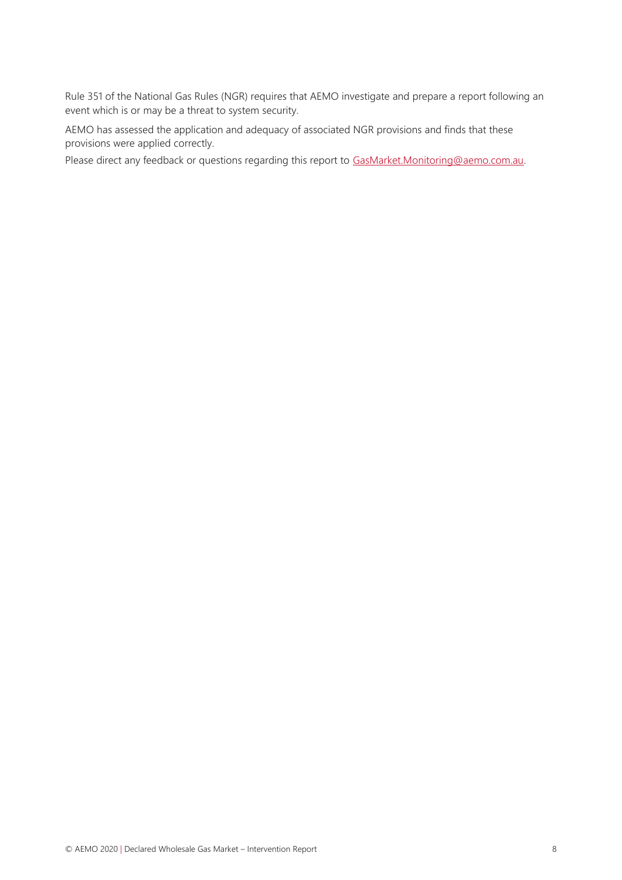Rule 351 of the National Gas Rules (NGR) requires that AEMO investigate and prepare a report following an event which is or may be a threat to system security.

AEMO has assessed the application and adequacy of associated NGR provisions and finds that these provisions were applied correctly.

Please direct any feedback or questions regarding this report to [GasMarket.Monitoring@aemo.com.au](mailto:GasMarket.Monitoring@aemo.com.au).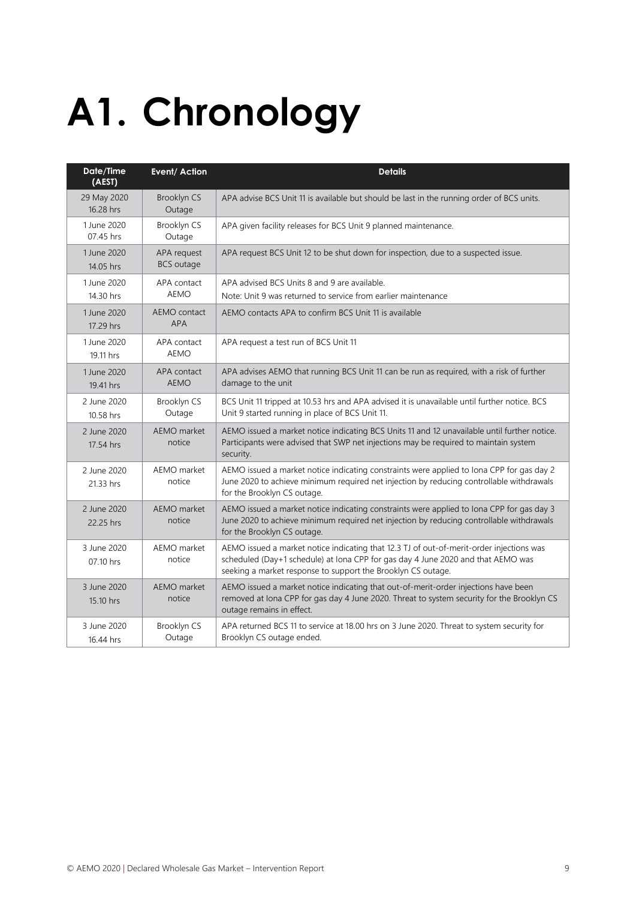# A1. Chronology

| Date/Time (AEST) | Event/ Action | Details |
|---|---|---|
| 29 May 2020 16.28 hrs | Brooklyn CS Outage | APA advise BCS Unit 11 is available but should be last in the running order of BCS units. |
| 1 June 2020 07.45 hrs | Brooklyn CS Outage | APA given facility releases for BCS Unit 9 planned maintenance. |
| 1 June 2020 14.05 hrs | APA request BCS outage | APA request BCS Unit 12 to be shut down for inspection, due to a suspected issue. |
| 1 June 2020 14.30 hrs | APA contact AEMO | APA advised BCS Units 8 and 9 are available. Note: Unit 9 was returned to service from earlier maintenance |
| 1 June 2020 17.29 hrs | AEMO contact APA | AEMO contacts APA to confirm BCS Unit 11 is available |
| 1 June 2020 19.11 hrs | APA contact AEMO | APA request a test run of BCS Unit 11 |
| 1 June 2020 19.41 hrs | APA contact AEMO | APA advises AEMO that running BCS Unit 11 can be run as required, with a risk of further damage to the unit |
| 2 June 2020 10.58 hrs | Brooklyn CS Outage | BCS Unit 11 tripped at 10.53 hrs and APA advised it is unavailable until further notice. BCS Unit 9 started running in place of BCS Unit 11. |
| 2 June 2020 17.54 hrs | AEMO market notice | AEMO issued a market notice indicating BCS Units 11 and 12 unavailable until further notice. Participants were advised that SWP net injections may be required to maintain system security. |
| 2 June 2020 21.33 hrs | AEMO market notice | AEMO issued a market notice indicating constraints were applied to Iona CPP for gas day 2 June 2020 to achieve minimum required net injection by reducing controllable withdrawals for the Brooklyn CS outage. |
| 2 June 2020 22.25 hrs | AEMO market notice | AEMO issued a market notice indicating constraints were applied to Iona CPP for gas day 3 June 2020 to achieve minimum required net injection by reducing controllable withdrawals for the Brooklyn CS outage. |
| 3 June 2020 07.10 hrs | AEMO market notice | AEMO issued a market notice indicating that 12.3 TJ of out-of-merit-order injections was scheduled (Day+1 schedule) at Iona CPP for gas day 4 June 2020 and that AEMO was seeking a market response to support the Brooklyn CS outage. |
| 3 June 2020 15.10 hrs | AEMO market notice | AEMO issued a market notice indicating that out-of-merit-order injections have been removed at Iona CPP for gas day 4 June 2020. Threat to system security for the Brooklyn CS outage remains in effect. |
| 3 June 2020 16.44 hrs | Brooklyn CS Outage | APA returned BCS 11 to service at 18.00 hrs on 3 June 2020. Threat to system security for Brooklyn CS outage ended. |